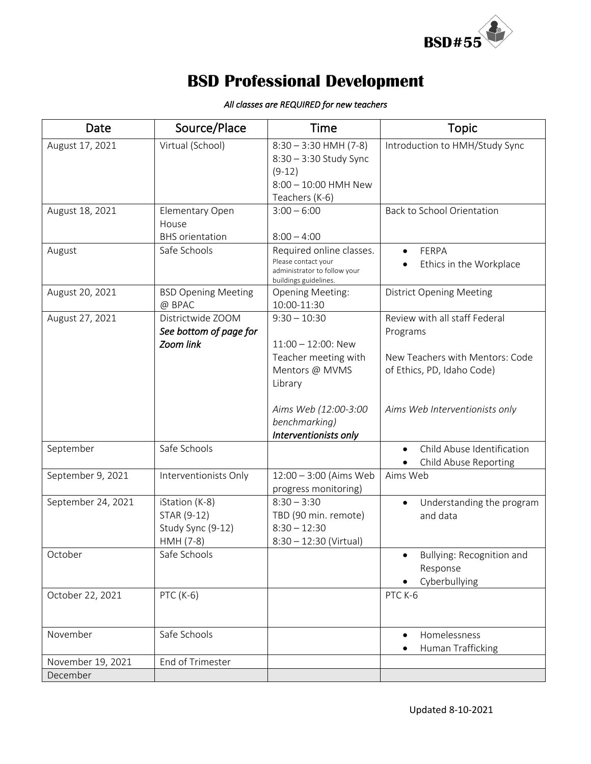BSD#55

# BSD Professional Development

*All classes are REQUIRED for new teachers*

| Date | Source/Place | Time | Topic |
|---|---|---|---|
| August 17, 2021 | Virtual (School) | 8:30 – 3:30 HMH (7-8)<br>8:30 – 3:30 Study Sync (9-12)<br>8:00 – 10:00 HMH New Teachers (K-6) | Introduction to HMH/Study Sync |
| August 18, 2021 | Elementary Open House<br>BHS orientation | 3:00 – 6:00<br><br>8:00 – 4:00 | Back to School Orientation |
| August | Safe Schools | Required online classes. Please contact your administrator to follow your buildings guidelines. | • FERPA<br>• Ethics in the Workplace |
| August 20, 2021 | BSD Opening Meeting @ BPAC | Opening Meeting: 10:00-11:30 | District Opening Meeting |
| August 27, 2021 | Districtwide ZOOM<br>***See bottom of page for Zoom link*** | 9:30 – 10:30<br><br>11:00 – 12:00: New Teacher meeting with Mentors @ MVMS Library<br><br>*Aims Web (12:00-3:00 benchmarking)*<br>***Interventionists only*** | Review with all staff Federal Programs<br><br>New Teachers with Mentors: Code of Ethics, PD, Idaho Code)<br><br>*Aims Web Interventionists only* |
| September | Safe Schools | | • Child Abuse Identification<br>• Child Abuse Reporting |
| September 9, 2021 | Interventionists Only | 12:00 – 3:00 (Aims Web progress monitoring) | Aims Web |
| September 24, 2021 | iStation (K-8)<br>STAR (9-12)<br>Study Sync (9-12)<br>HMH (7-8) | 8:30 – 3:30<br>TBD (90 min. remote)<br>8:30 – 12:30<br>8:30 – 12:30 (Virtual) | • Understanding the program and data |
| October | Safe Schools | | • Bullying: Recognition and Response<br>• Cyberbullying |
| October 22, 2021 | PTC (K-6) | | PTC K-6 |
| November | Safe Schools | | • Homelessness<br>• Human Trafficking |
| November 19, 2021 | End of Trimester | | |
| December | | | |

Updated 8-10-2021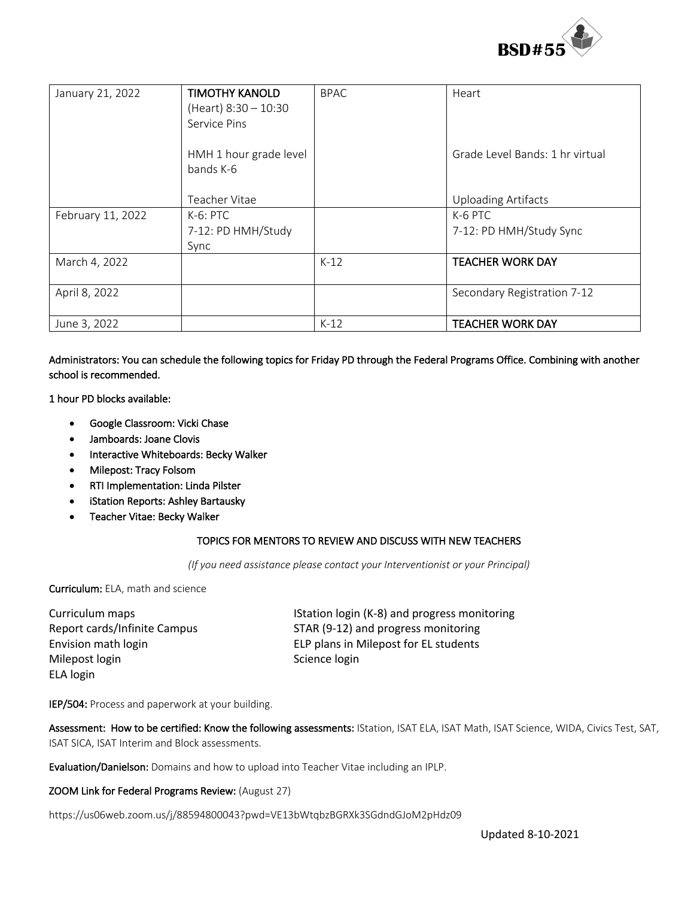| | | | |
|---|---|---|---|
| January 21, 2022 | **TIMOTHY KANOLD**<br>(Heart) 8:30 – 10:30<br>Service Pins<br><br>HMH 1 hour grade level bands K-6<br><br>Teacher Vitae | BPAC | Heart<br><br><br><br>Grade Level Bands: 1 hr virtual<br><br><br>Uploading Artifacts |
| February 11, 2022 | K-6: PTC<br>7-12: PD HMH/Study Sync | | K-6 PTC<br>7-12: PD HMH/Study Sync |
| March 4, 2022 | | K-12 | **TEACHER WORK DAY** |
| April 8, 2022 | | | Secondary Registration 7-12 |
| June 3, 2022 | | K-12 | **TEACHER WORK DAY** |

**Administrators: You can schedule the following topics for Friday PD through the Federal Programs Office. Combining with another school is recommended.**

**1 hour PD blocks available:**

- **Google Classroom: Vicki Chase**
- **Jamboards: Joane Clovis**
- **Interactive Whiteboards: Becky Walker**
- **Milepost: Tracy Folsom**
- **RTI Implementation: Linda Pilster**
- **iStation Reports: Ashley Bartausky**
- **Teacher Vitae: Becky Walker**

## TOPICS FOR MENTORS TO REVIEW AND DISCUSS WITH NEW TEACHERS

*(If you need assistance please contact your Interventionist or your Principal)*

**Curriculum:** ELA, math and science

Curriculum maps
Report cards/Infinite Campus
Envision math login
Milepost login
ELA login
IStation login (K-8) and progress monitoring
STAR (9-12) and progress monitoring
ELP plans in Milepost for EL students
Science login

**IEP/504:** Process and paperwork at your building.

**Assessment: How to be certified: Know the following assessments:** IStation, ISAT ELA, ISAT Math, ISAT Science, WIDA, Civics Test, SAT, ISAT SICA, ISAT Interim and Block assessments.

**Evaluation/Danielson:** Domains and how to upload into Teacher Vitae including an IPLP.

**ZOOM Link for Federal Programs Review:** (August 27)

https://us06web.zoom.us/j/88594800043?pwd=VE13bWtqbzBGRXk3SGdndGJoM2pHdz09

Updated 8-10-2021